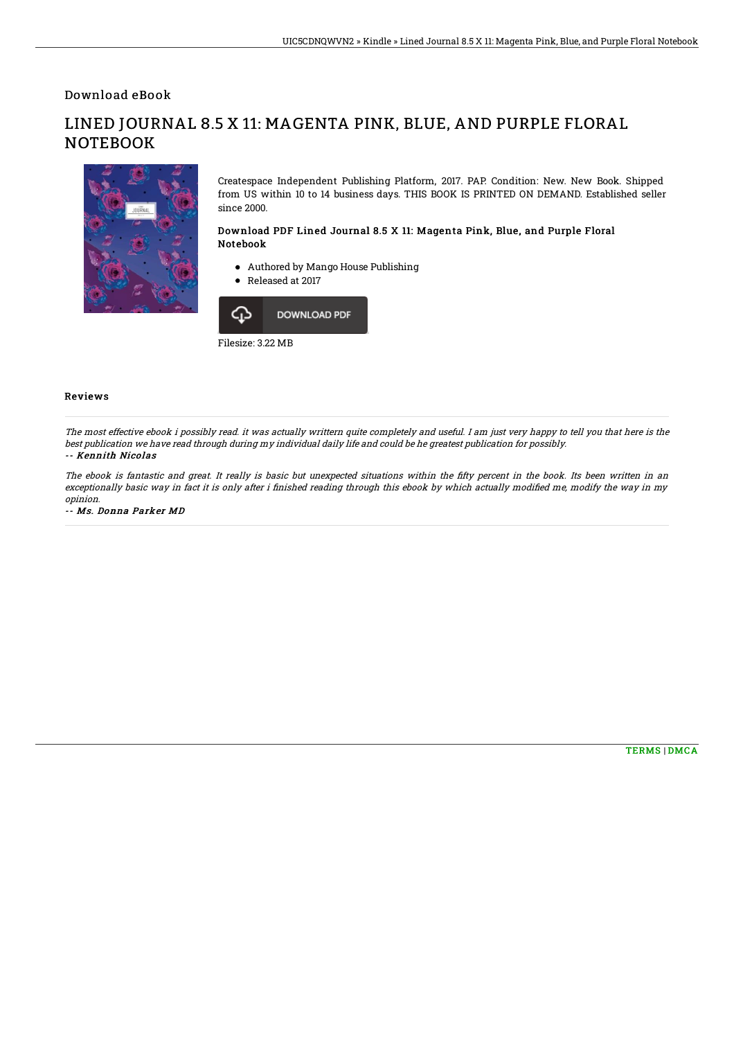Download eBook

# LINED JOURNAL 8.5 X 11: MAGENTA PINK, BLUE, AND PURPLE FLORAL NOTEBOOK

Createspace Independent Publishing Platform, 2017. PAP. Condition: New. New Book. Shipped from US within 10 to 14 business days. THIS BOOK IS PRINTED ON DEMAND. Established seller since 2000.

### Download PDF Lined Journal 8.5 X 11: Magenta Pink, Blue, and Purple Floral Notebook

- Authored by Mango House Publishing
- Released at 2017

DOWNLOAD PDF

Filesize: 3.22 MB

## Reviews

*The most effective ebook i possibly read. it was actually writtern quite completely and useful. I am just very happy to tell you that here is the best publication we have read through during my individual daily life and could be he greatest publication for possibly.*

*-- **Kennith Nicolas***

*The ebook is fantastic and great. It really is basic but unexpected situations within the fifty percent in the book. Its been written in an exceptionally basic way in fact it is only after i finished reading through this ebook by which actually modified me, modify the way in my opinion.*

*-- **Ms. Donna Parker MD***

TERMS | DMCA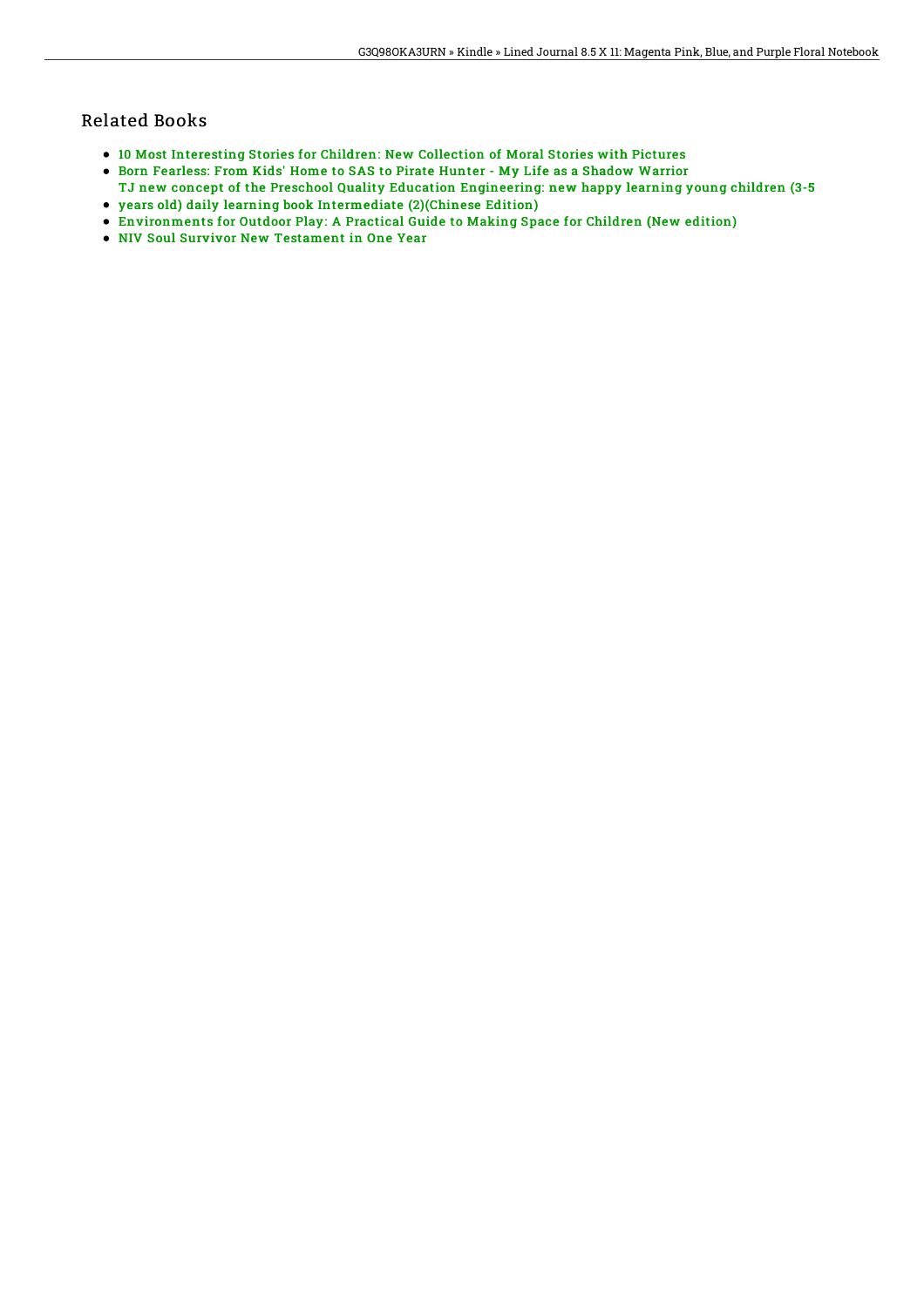## Related Books

- 10 Most Interesting Stories for Children: New Collection of Moral Stories with Pictures
- Born Fearless: From Kids' Home to SAS to Pirate Hunter - My Life as a Shadow Warrior
- TJ new concept of the Preschool Quality Education Engineering: new happy learning young children (3-5 years old) daily learning book Intermediate (2)(Chinese Edition)
- Environments for Outdoor Play: A Practical Guide to Making Space for Children (New edition)
- NIV Soul Survivor New Testament in One Year